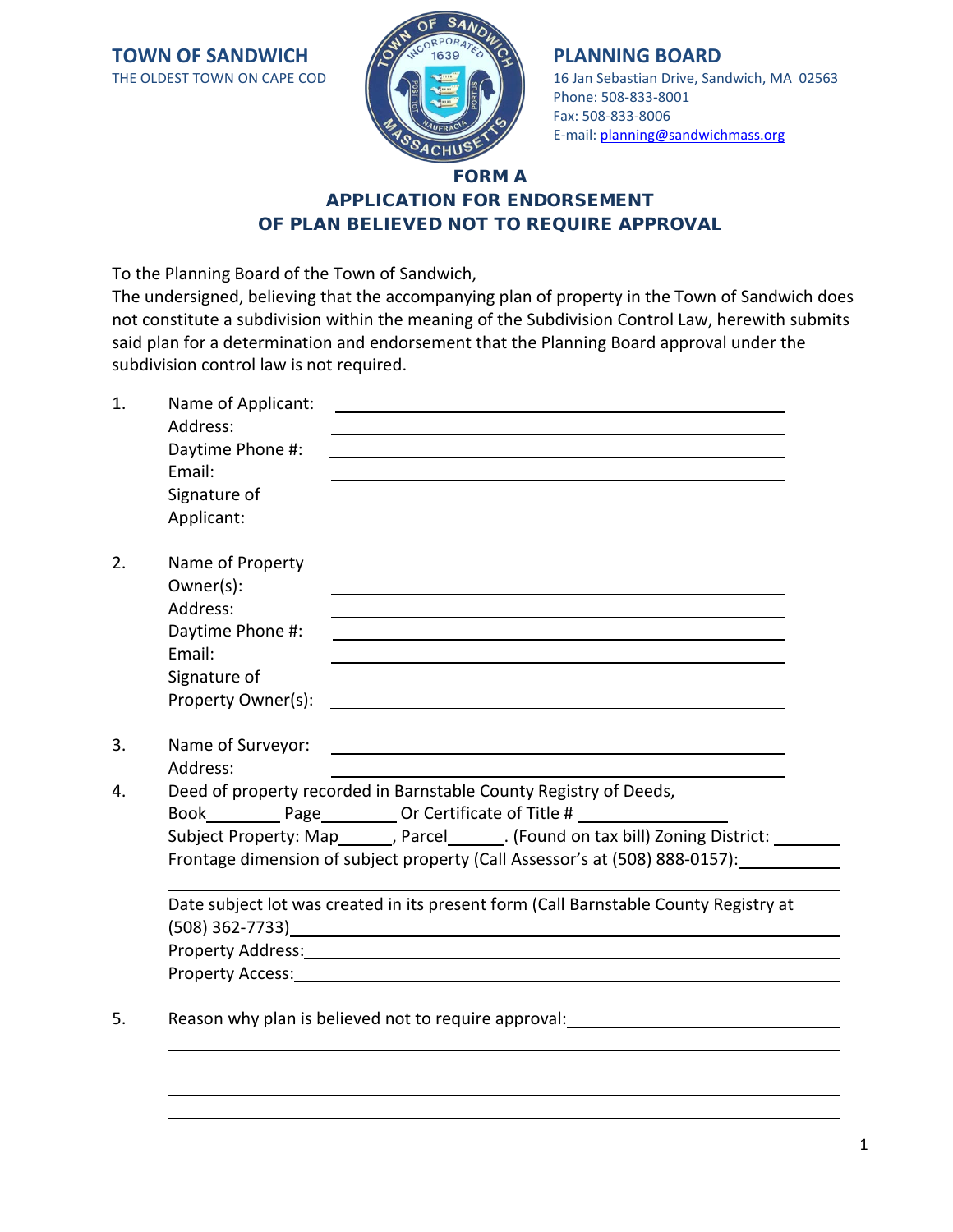**TOWN OF SANDWICH**
THE OLDEST TOWN ON CAPE COD

**PLANNING BOARD**
16 Jan Sebastian Drive, Sandwich, MA 02563
Phone: 508-833-8001
Fax: 508-833-8006
E-mail: planning@sandwichmass.org

# FORM A
## APPLICATION FOR ENDORSEMENT OF PLAN BELIEVED NOT TO REQUIRE APPROVAL

To the Planning Board of the Town of Sandwich,
The undersigned, believing that the accompanying plan of property in the Town of Sandwich does not constitute a subdivision within the meaning of the Subdivision Control Law, herewith submits said plan for a determination and endorsement that the Planning Board approval under the subdivision control law is not required.

1. Name of Applicant: ____________________
   Address: ____________________
   Daytime Phone #: ____________________
   Email: ____________________
   Signature of Applicant: ____________________

2. Name of Property Owner(s): ____________________
   Address: ____________________
   Daytime Phone #: ____________________
   Email: ____________________
   Signature of Property Owner(s): ____________________

3. Name of Surveyor: ____________________
   Address: ____________________

4. Deed of property recorded in Barnstable County Registry of Deeds,
   Book________ Page________ Or Certificate of Title # ________________
   Subject Property: Map______, Parcel______. (Found on tax bill) Zoning District: _______
   Frontage dimension of subject property (Call Assessor's at (508) 888-0157):__________
   ____________________

   Date subject lot was created in its present form (Call Barnstable County Registry at (508) 362-7733)____________________
   Property Address:____________________
   Property Access:____________________

5. Reason why plan is believed not to require approval:____________________
   ____________________
   ____________________
   ____________________
   ____________________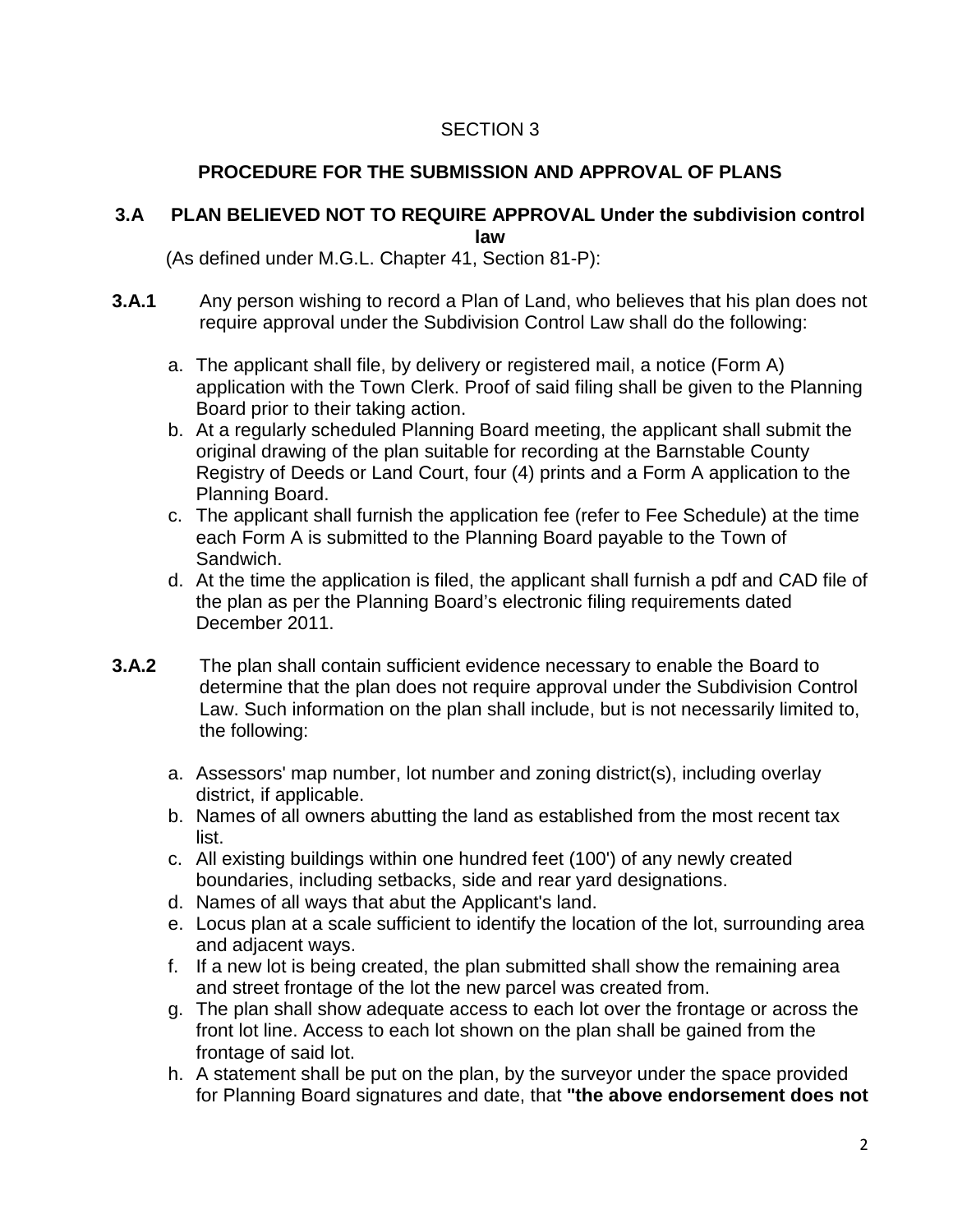# SECTION 3

## PROCEDURE FOR THE SUBMISSION AND APPROVAL OF PLANS

### 3.A PLAN BELIEVED NOT TO REQUIRE APPROVAL Under the subdivision control law

(As defined under M.G.L. Chapter 41, Section 81-P):

**3.A.1** Any person wishing to record a Plan of Land, who believes that his plan does not require approval under the Subdivision Control Law shall do the following:

a. The applicant shall file, by delivery or registered mail, a notice (Form A) application with the Town Clerk. Proof of said filing shall be given to the Planning Board prior to their taking action.
b. At a regularly scheduled Planning Board meeting, the applicant shall submit the original drawing of the plan suitable for recording at the Barnstable County Registry of Deeds or Land Court, four (4) prints and a Form A application to the Planning Board.
c. The applicant shall furnish the application fee (refer to Fee Schedule) at the time each Form A is submitted to the Planning Board payable to the Town of Sandwich.
d. At the time the application is filed, the applicant shall furnish a pdf and CAD file of the plan as per the Planning Board's electronic filing requirements dated December 2011.

**3.A.2** The plan shall contain sufficient evidence necessary to enable the Board to determine that the plan does not require approval under the Subdivision Control Law. Such information on the plan shall include, but is not necessarily limited to, the following:

a. Assessors' map number, lot number and zoning district(s), including overlay district, if applicable.
b. Names of all owners abutting the land as established from the most recent tax list.
c. All existing buildings within one hundred feet (100') of any newly created boundaries, including setbacks, side and rear yard designations.
d. Names of all ways that abut the Applicant's land.
e. Locus plan at a scale sufficient to identify the location of the lot, surrounding area and adjacent ways.
f. If a new lot is being created, the plan submitted shall show the remaining area and street frontage of the lot the new parcel was created from.
g. The plan shall show adequate access to each lot over the frontage or across the front lot line. Access to each lot shown on the plan shall be gained from the frontage of said lot.
h. A statement shall be put on the plan, by the surveyor under the space provided for Planning Board signatures and date, that **"the above endorsement does not**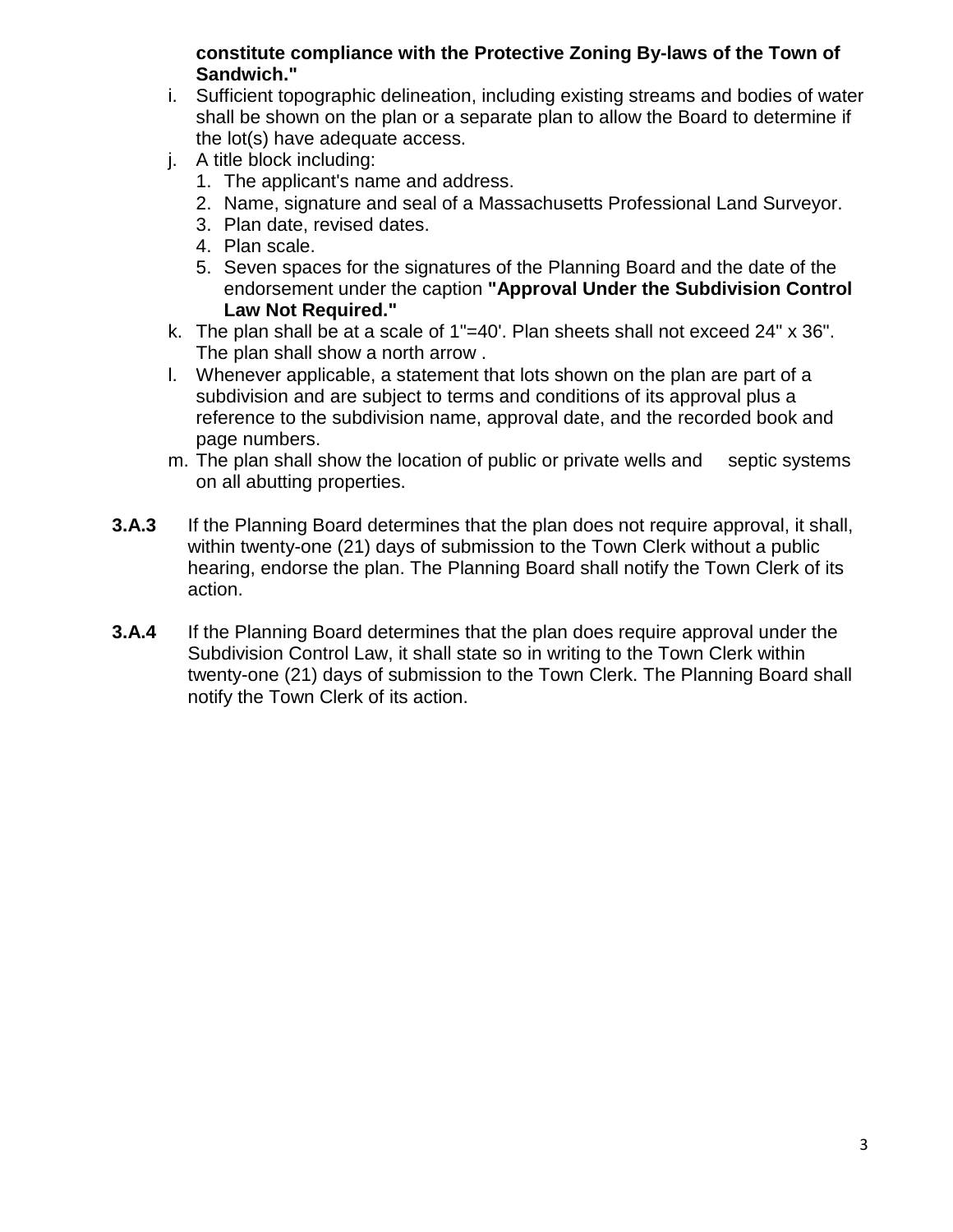**constitute compliance with the Protective Zoning By-laws of the Town of Sandwich."**

i. Sufficient topographic delineation, including existing streams and bodies of water shall be shown on the plan or a separate plan to allow the Board to determine if the lot(s) have adequate access.

j. A title block including:
   1. The applicant's name and address.
   2. Name, signature and seal of a Massachusetts Professional Land Surveyor.
   3. Plan date, revised dates.
   4. Plan scale.
   5. Seven spaces for the signatures of the Planning Board and the date of the endorsement under the caption **"Approval Under the Subdivision Control Law Not Required."**

k. The plan shall be at a scale of 1"=40'. Plan sheets shall not exceed 24" x 36". The plan shall show a north arrow .

l. Whenever applicable, a statement that lots shown on the plan are part of a subdivision and are subject to terms and conditions of its approval plus a reference to the subdivision name, approval date, and the recorded book and page numbers.

m. The plan shall show the location of public or private wells and septic systems on all abutting properties.

**3.A.3** If the Planning Board determines that the plan does not require approval, it shall, within twenty-one (21) days of submission to the Town Clerk without a public hearing, endorse the plan. The Planning Board shall notify the Town Clerk of its action.

**3.A.4** If the Planning Board determines that the plan does require approval under the Subdivision Control Law, it shall state so in writing to the Town Clerk within twenty-one (21) days of submission to the Town Clerk. The Planning Board shall notify the Town Clerk of its action.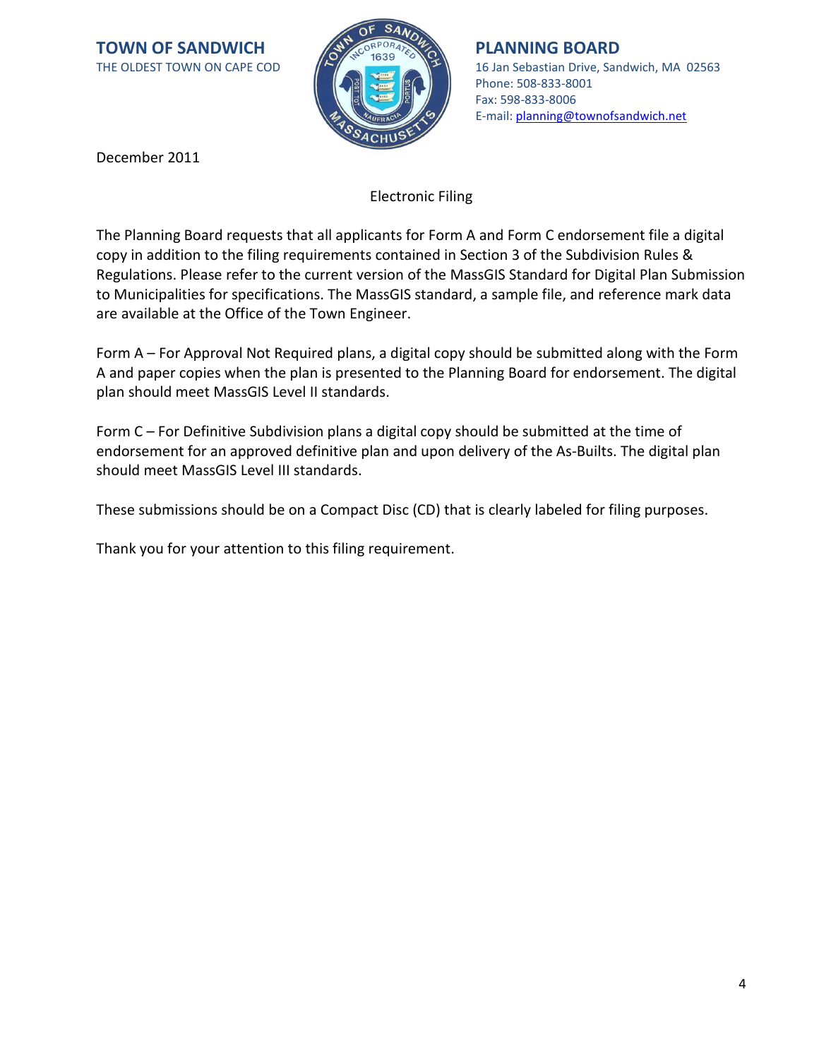**TOWN OF SANDWICH**
THE OLDEST TOWN ON CAPE COD

**PLANNING BOARD**
16 Jan Sebastian Drive, Sandwich, MA 02563
Phone: 508-833-8001
Fax: 598-833-8006
E-mail: planning@townofsandwich.net

December 2011

Electronic Filing

The Planning Board requests that all applicants for Form A and Form C endorsement file a digital copy in addition to the filing requirements contained in Section 3 of the Subdivision Rules & Regulations. Please refer to the current version of the MassGIS Standard for Digital Plan Submission to Municipalities for specifications. The MassGIS standard, a sample file, and reference mark data are available at the Office of the Town Engineer.

Form A – For Approval Not Required plans, a digital copy should be submitted along with the Form A and paper copies when the plan is presented to the Planning Board for endorsement. The digital plan should meet MassGIS Level II standards.

Form C – For Definitive Subdivision plans a digital copy should be submitted at the time of endorsement for an approved definitive plan and upon delivery of the As-Builts. The digital plan should meet MassGIS Level III standards.

These submissions should be on a Compact Disc (CD) that is clearly labeled for filing purposes.

Thank you for your attention to this filing requirement.